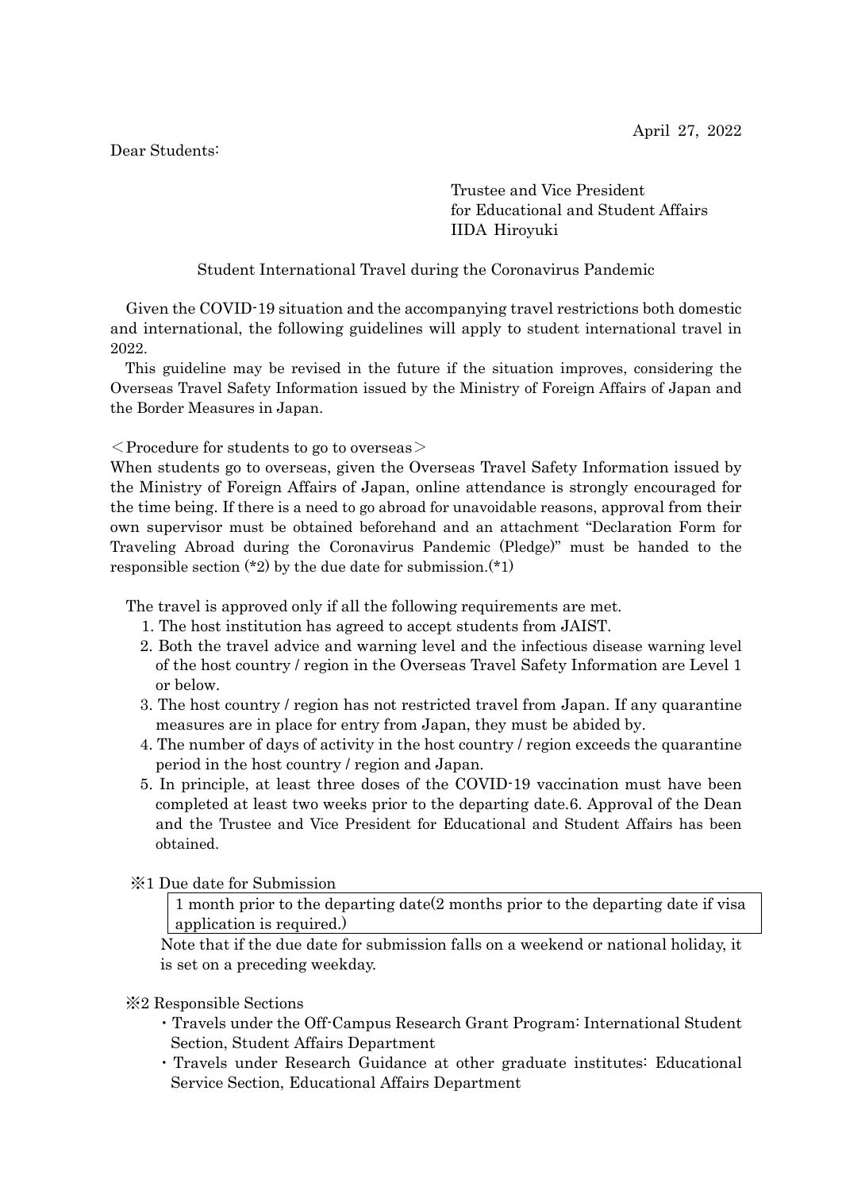April 27, 2022

Dear Students:

Trustee and Vice President
for Educational and Student Affairs
IIDA Hiroyuki

## Student International Travel during the Coronavirus Pandemic

Given the COVID-19 situation and the accompanying travel restrictions both domestic and international, the following guidelines will apply to student international travel in 2022.

This guideline may be revised in the future if the situation improves, considering the Overseas Travel Safety Information issued by the Ministry of Foreign Affairs of Japan and the Border Measures in Japan.

＜Procedure for students to go to overseas＞

When students go to overseas, given the Overseas Travel Safety Information issued by the Ministry of Foreign Affairs of Japan, online attendance is strongly encouraged for the time being. If there is a need to go abroad for unavoidable reasons, approval from their own supervisor must be obtained beforehand and an attachment "Declaration Form for Traveling Abroad during the Coronavirus Pandemic (Pledge)" must be handed to the responsible section (*2) by the due date for submission.(*1)

The travel is approved only if all the following requirements are met.

1. The host institution has agreed to accept students from JAIST.
2. Both the travel advice and warning level and the infectious disease warning level of the host country / region in the Overseas Travel Safety Information are Level 1 or below.
3. The host country / region has not restricted travel from Japan. If any quarantine measures are in place for entry from Japan, they must be abided by.
4. The number of days of activity in the host country / region exceeds the quarantine period in the host country / region and Japan.
5. In principle, at least three doses of the COVID-19 vaccination must have been completed at least two weeks prior to the departing date.6. Approval of the Dean and the Trustee and Vice President for Educational and Student Affairs has been obtained.

※1 Due date for Submission

| 1 month prior to the departing date(2 months prior to the departing date if visa application is required.) |
|---|

Note that if the due date for submission falls on a weekend or national holiday, it is set on a preceding weekday.

※2 Responsible Sections

- Travels under the Off-Campus Research Grant Program: International Student Section, Student Affairs Department
- Travels under Research Guidance at other graduate institutes: Educational Service Section, Educational Affairs Department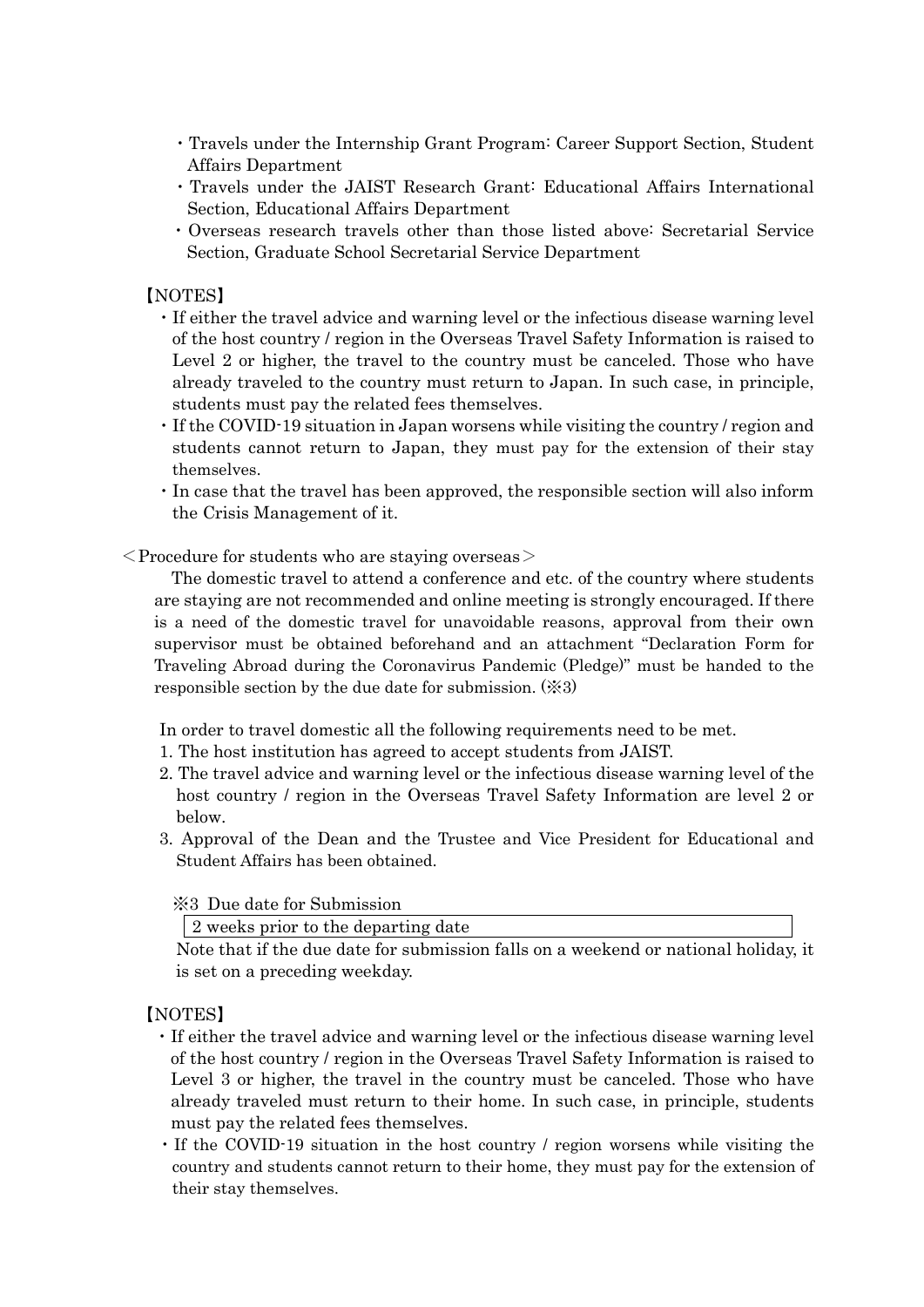- Travels under the Internship Grant Program: Career Support Section, Student Affairs Department
- Travels under the JAIST Research Grant: Educational Affairs International Section, Educational Affairs Department
- Overseas research travels other than those listed above: Secretarial Service Section, Graduate School Secretarial Service Department

【NOTES】

- If either the travel advice and warning level or the infectious disease warning level of the host country / region in the Overseas Travel Safety Information is raised to Level 2 or higher, the travel to the country must be canceled. Those who have already traveled to the country must return to Japan. In such case, in principle, students must pay the related fees themselves.
- If the COVID-19 situation in Japan worsens while visiting the country / region and students cannot return to Japan, they must pay for the extension of their stay themselves.
- In case that the travel has been approved, the responsible section will also inform the Crisis Management of it.

＜Procedure for students who are staying overseas＞

The domestic travel to attend a conference and etc. of the country where students are staying are not recommended and online meeting is strongly encouraged. If there is a need of the domestic travel for unavoidable reasons, approval from their own supervisor must be obtained beforehand and an attachment "Declaration Form for Traveling Abroad during the Coronavirus Pandemic (Pledge)" must be handed to the responsible section by the due date for submission. (※3)

In order to travel domestic all the following requirements need to be met.

1. The host institution has agreed to accept students from JAIST.
2. The travel advice and warning level or the infectious disease warning level of the host country / region in the Overseas Travel Safety Information are level 2 or below.
3. Approval of the Dean and the Trustee and Vice President for Educational and Student Affairs has been obtained.

※3 Due date for Submission

| 2 weeks prior to the departing date |
|---|

Note that if the due date for submission falls on a weekend or national holiday, it is set on a preceding weekday.

【NOTES】

- If either the travel advice and warning level or the infectious disease warning level of the host country / region in the Overseas Travel Safety Information is raised to Level 3 or higher, the travel in the country must be canceled. Those who have already traveled must return to their home. In such case, in principle, students must pay the related fees themselves.
- If the COVID-19 situation in the host country / region worsens while visiting the country and students cannot return to their home, they must pay for the extension of their stay themselves.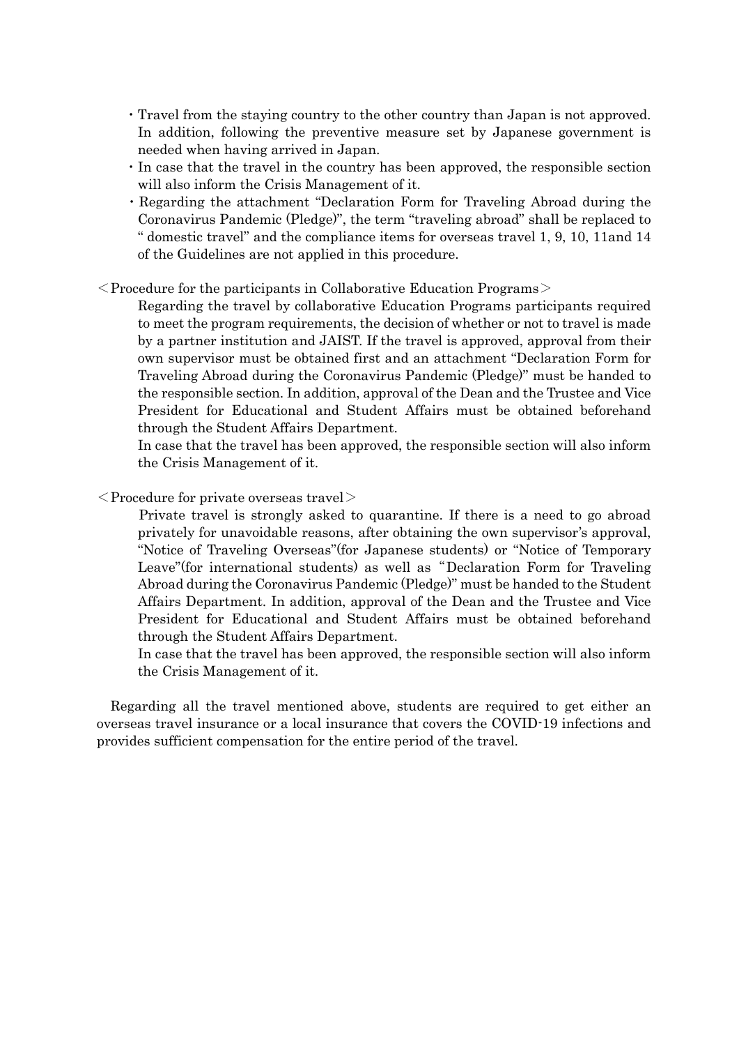- Travel from the staying country to the other country than Japan is not approved. In addition, following the preventive measure set by Japanese government is needed when having arrived in Japan.
- In case that the travel in the country has been approved, the responsible section will also inform the Crisis Management of it.
- Regarding the attachment "Declaration Form for Traveling Abroad during the Coronavirus Pandemic (Pledge)", the term "traveling abroad" shall be replaced to " domestic travel" and the compliance items for overseas travel 1, 9, 10, 11and 14 of the Guidelines are not applied in this procedure.

＜Procedure for the participants in Collaborative Education Programs＞

Regarding the travel by collaborative Education Programs participants required to meet the program requirements, the decision of whether or not to travel is made by a partner institution and JAIST. If the travel is approved, approval from their own supervisor must be obtained first and an attachment "Declaration Form for Traveling Abroad during the Coronavirus Pandemic (Pledge)" must be handed to the responsible section. In addition, approval of the Dean and the Trustee and Vice President for Educational and Student Affairs must be obtained beforehand through the Student Affairs Department.

In case that the travel has been approved, the responsible section will also inform the Crisis Management of it.

＜Procedure for private overseas travel＞

Private travel is strongly asked to quarantine. If there is a need to go abroad privately for unavoidable reasons, after obtaining the own supervisor's approval, "Notice of Traveling Overseas"(for Japanese students) or "Notice of Temporary Leave"(for international students) as well as "Declaration Form for Traveling Abroad during the Coronavirus Pandemic (Pledge)" must be handed to the Student Affairs Department. In addition, approval of the Dean and the Trustee and Vice President for Educational and Student Affairs must be obtained beforehand through the Student Affairs Department.

In case that the travel has been approved, the responsible section will also inform the Crisis Management of it.

Regarding all the travel mentioned above, students are required to get either an overseas travel insurance or a local insurance that covers the COVID-19 infections and provides sufficient compensation for the entire period of the travel.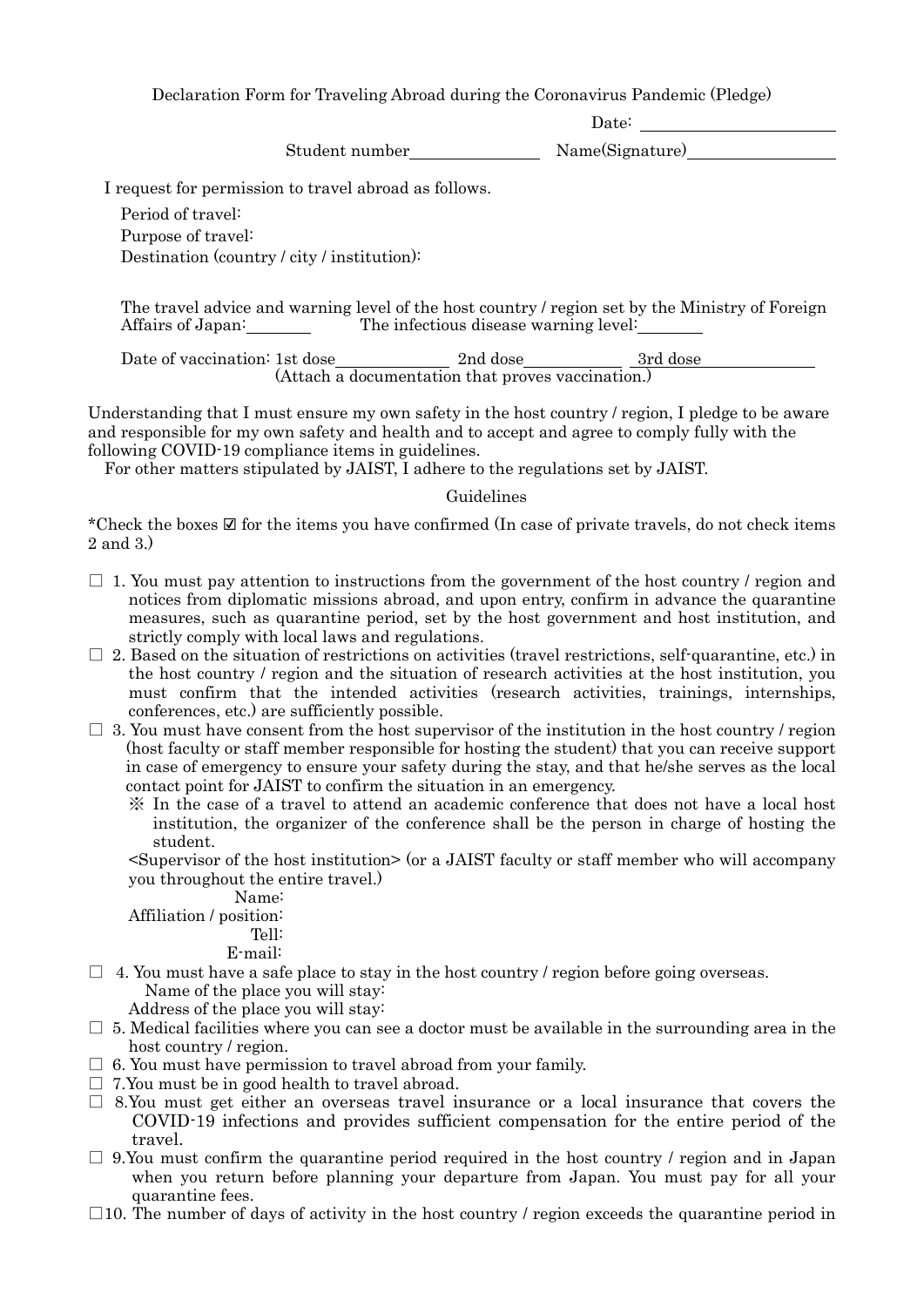Declaration Form for Traveling Abroad during the Coronavirus Pandemic (Pledge)

Date: ______________________

Student number_______________ Name(Signature)_________________

I request for permission to travel abroad as follows.

Period of travel:

Purpose of travel:

Destination (country / city / institution):

The travel advice and warning level of the host country / region set by the Ministry of Foreign Affairs of Japan:_______ The infectious disease warning level:_______

Date of vaccination: 1st dose_____________ 2nd dose___________ 3rd dose_____________
(Attach a documentation that proves vaccination.)

Understanding that I must ensure my own safety in the host country / region, I pledge to be aware and responsible for my own safety and health and to accept and agree to comply fully with the following COVID-19 compliance items in guidelines.

For other matters stipulated by JAIST, I adhere to the regulations set by JAIST.

Guidelines

*Check the boxes ☑ for the items you have confirmed (In case of private travels, do not check items 2 and 3.)

- ☐ 1. You must pay attention to instructions from the government of the host country / region and notices from diplomatic missions abroad, and upon entry, confirm in advance the quarantine measures, such as quarantine period, set by the host government and host institution, and strictly comply with local laws and regulations.
- ☐ 2. Based on the situation of restrictions on activities (travel restrictions, self-quarantine, etc.) in the host country / region and the situation of research activities at the host institution, you must confirm that the intended activities (research activities, trainings, internships, conferences, etc.) are sufficiently possible.
- ☐ 3. You must have consent from the host supervisor of the institution in the host country / region (host faculty or staff member responsible for hosting the student) that you can receive support in case of emergency to ensure your safety during the stay, and that he/she serves as the local contact point for JAIST to confirm the situation in an emergency.
  - ※ In the case of a travel to attend an academic conference that does not have a local host institution, the organizer of the conference shall be the person in charge of hosting the student.

  <Supervisor of the host institution> (or a JAIST faculty or staff member who will accompany you throughout the entire travel.)

  Name:
  Affiliation / position:
  Tell:
  E-mail:
- ☐ 4. You must have a safe place to stay in the host country / region before going overseas.
  Name of the place you will stay:
  Address of the place you will stay:
- ☐ 5. Medical facilities where you can see a doctor must be available in the surrounding area in the host country / region.
- ☐ 6. You must have permission to travel abroad from your family.
- ☐ 7.You must be in good health to travel abroad.
- ☐ 8.You must get either an overseas travel insurance or a local insurance that covers the COVID-19 infections and provides sufficient compensation for the entire period of the travel.
- ☐ 9.You must confirm the quarantine period required in the host country / region and in Japan when you return before planning your departure from Japan. You must pay for all your quarantine fees.
- ☐10. The number of days of activity in the host country / region exceeds the quarantine period in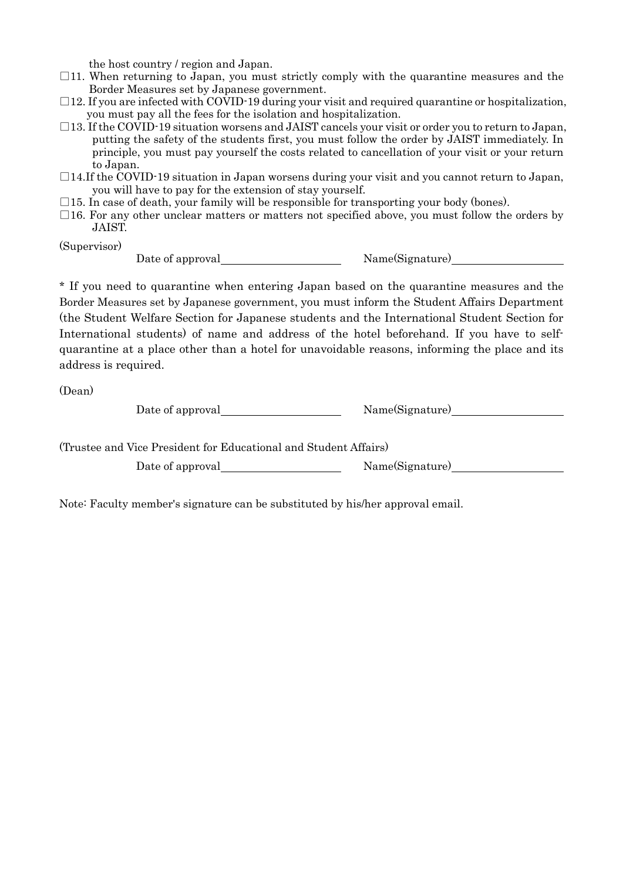the host country / region and Japan.

- □11. When returning to Japan, you must strictly comply with the quarantine measures and the Border Measures set by Japanese government.
- □12. If you are infected with COVID-19 during your visit and required quarantine or hospitalization, you must pay all the fees for the isolation and hospitalization.
- □13. If the COVID-19 situation worsens and JAIST cancels your visit or order you to return to Japan, putting the safety of the students first, you must follow the order by JAIST immediately. In principle, you must pay yourself the costs related to cancellation of your visit or your return to Japan.
- □14.If the COVID-19 situation in Japan worsens during your visit and you cannot return to Japan, you will have to pay for the extension of stay yourself.
- □15. In case of death, your family will be responsible for transporting your body (bones).
- □16. For any other unclear matters or matters not specified above, you must follow the orders by JAIST.

(Supervisor)

Date of approval\_\_\_\_\_\_\_\_\_\_\_\_\_\_\_\_\_\_\_\_ Name(Signature)\_\_\_\_\_\_\_\_\_\_\_\_\_\_\_\_\_\_\_\_

* If you need to quarantine when entering Japan based on the quarantine measures and the Border Measures set by Japanese government, you must inform the Student Affairs Department (the Student Welfare Section for Japanese students and the International Student Section for International students) of name and address of the hotel beforehand. If you have to self-quarantine at a place other than a hotel for unavoidable reasons, informing the place and its address is required.

(Dean)

Date of approval\_\_\_\_\_\_\_\_\_\_\_\_\_\_\_\_\_\_\_\_ Name(Signature)\_\_\_\_\_\_\_\_\_\_\_\_\_\_\_\_\_\_\_\_

(Trustee and Vice President for Educational and Student Affairs)

Date of approval\_\_\_\_\_\_\_\_\_\_\_\_\_\_\_\_\_\_\_\_ Name(Signature)\_\_\_\_\_\_\_\_\_\_\_\_\_\_\_\_\_\_\_\_

Note: Faculty member's signature can be substituted by his/her approval email.